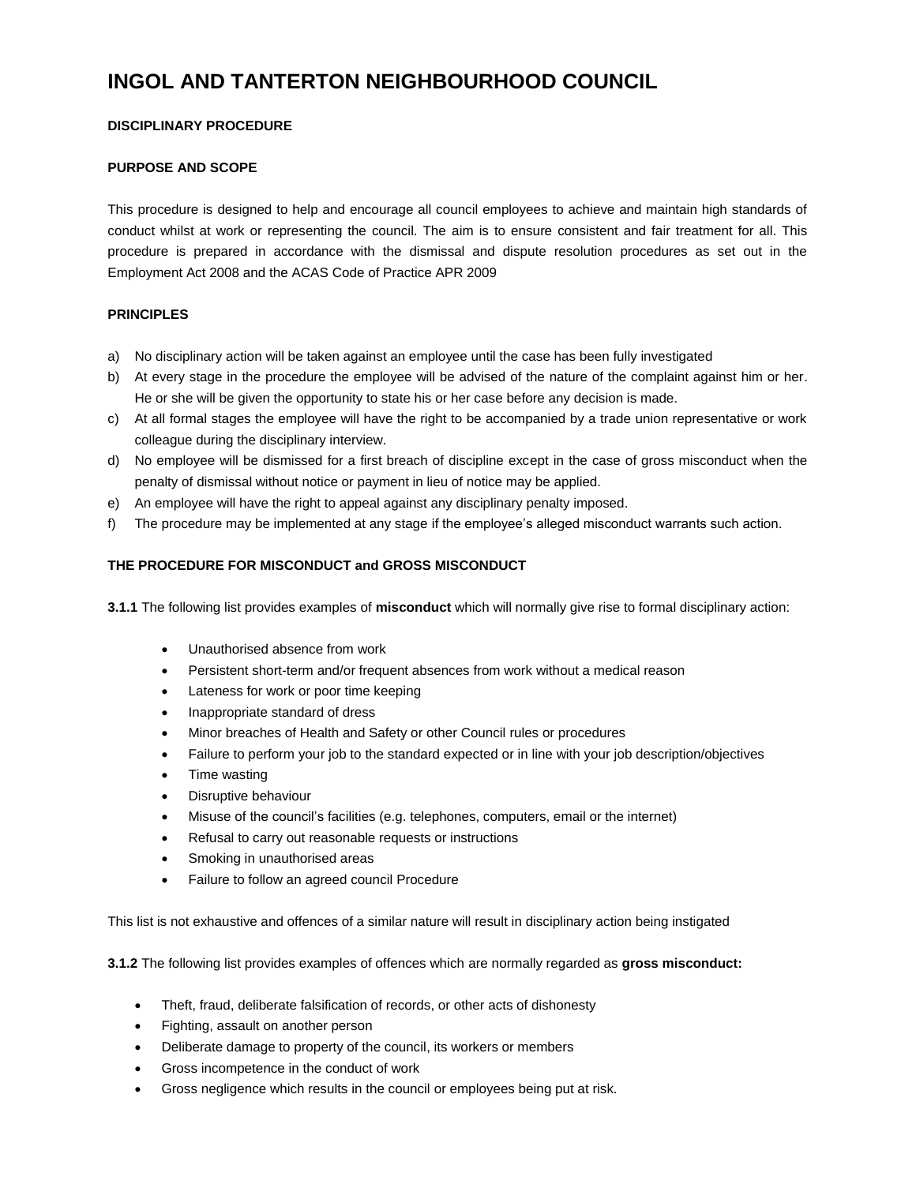# INGOL AND TANTERTON NEIGHBOURHOOD COUNCIL

**DISCIPLINARY PROCEDURE**

**PURPOSE AND SCOPE**

This procedure is designed to help and encourage all council employees to achieve and maintain high standards of conduct whilst at work or representing the council. The aim is to ensure consistent and fair treatment for all. This procedure is prepared in accordance with the dismissal and dispute resolution procedures as set out in the Employment Act 2008 and the ACAS Code of Practice APR 2009

**PRINCIPLES**

a) No disciplinary action will be taken against an employee until the case has been fully investigated
b) At every stage in the procedure the employee will be advised of the nature of the complaint against him or her. He or she will be given the opportunity to state his or her case before any decision is made.
c) At all formal stages the employee will have the right to be accompanied by a trade union representative or work colleague during the disciplinary interview.
d) No employee will be dismissed for a first breach of discipline except in the case of gross misconduct when the penalty of dismissal without notice or payment in lieu of notice may be applied.
e) An employee will have the right to appeal against any disciplinary penalty imposed.
f) The procedure may be implemented at any stage if the employee's alleged misconduct warrants such action.

**THE PROCEDURE FOR MISCONDUCT and GROSS MISCONDUCT**

**3.1.1** The following list provides examples of **misconduct** which will normally give rise to formal disciplinary action:

- Unauthorised absence from work
- Persistent short-term and/or frequent absences from work without a medical reason
- Lateness for work or poor time keeping
- Inappropriate standard of dress
- Minor breaches of Health and Safety or other Council rules or procedures
- Failure to perform your job to the standard expected or in line with your job description/objectives
- Time wasting
- Disruptive behaviour
- Misuse of the council's facilities (e.g. telephones, computers, email or the internet)
- Refusal to carry out reasonable requests or instructions
- Smoking in unauthorised areas
- Failure to follow an agreed council Procedure

This list is not exhaustive and offences of a similar nature will result in disciplinary action being instigated

**3.1.2** The following list provides examples of offences which are normally regarded as **gross misconduct:**

- Theft, fraud, deliberate falsification of records, or other acts of dishonesty
- Fighting, assault on another person
- Deliberate damage to property of the council, its workers or members
- Gross incompetence in the conduct of work
- Gross negligence which results in the council or employees being put at risk.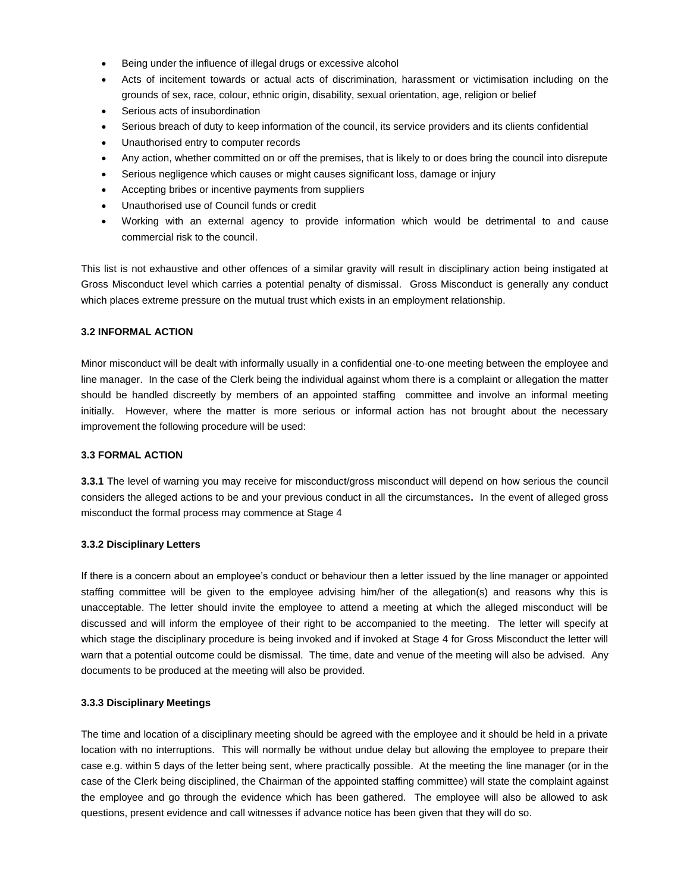- Being under the influence of illegal drugs or excessive alcohol
- Acts of incitement towards or actual acts of discrimination, harassment or victimisation including on the grounds of sex, race, colour, ethnic origin, disability, sexual orientation, age, religion or belief
- Serious acts of insubordination
- Serious breach of duty to keep information of the council, its service providers and its clients confidential
- Unauthorised entry to computer records
- Any action, whether committed on or off the premises, that is likely to or does bring the council into disrepute
- Serious negligence which causes or might causes significant loss, damage or injury
- Accepting bribes or incentive payments from suppliers
- Unauthorised use of Council funds or credit
- Working with an external agency to provide information which would be detrimental to and cause commercial risk to the council.

This list is not exhaustive and other offences of a similar gravity will result in disciplinary action being instigated at Gross Misconduct level which carries a potential penalty of dismissal. Gross Misconduct is generally any conduct which places extreme pressure on the mutual trust which exists in an employment relationship.

### 3.2 INFORMAL ACTION

Minor misconduct will be dealt with informally usually in a confidential one-to-one meeting between the employee and line manager. In the case of the Clerk being the individual against whom there is a complaint or allegation the matter should be handled discreetly by members of an appointed staffing committee and involve an informal meeting initially. However, where the matter is more serious or informal action has not brought about the necessary improvement the following procedure will be used:

### 3.3 FORMAL ACTION

**3.3.1** The level of warning you may receive for misconduct/gross misconduct will depend on how serious the council considers the alleged actions to be and your previous conduct in all the circumstances**.** In the event of alleged gross misconduct the formal process may commence at Stage 4

#### 3.3.2 Disciplinary Letters

If there is a concern about an employee's conduct or behaviour then a letter issued by the line manager or appointed staffing committee will be given to the employee advising him/her of the allegation(s) and reasons why this is unacceptable. The letter should invite the employee to attend a meeting at which the alleged misconduct will be discussed and will inform the employee of their right to be accompanied to the meeting. The letter will specify at which stage the disciplinary procedure is being invoked and if invoked at Stage 4 for Gross Misconduct the letter will warn that a potential outcome could be dismissal. The time, date and venue of the meeting will also be advised. Any documents to be produced at the meeting will also be provided.

#### 3.3.3 Disciplinary Meetings

The time and location of a disciplinary meeting should be agreed with the employee and it should be held in a private location with no interruptions. This will normally be without undue delay but allowing the employee to prepare their case e.g. within 5 days of the letter being sent, where practically possible. At the meeting the line manager (or in the case of the Clerk being disciplined, the Chairman of the appointed staffing committee) will state the complaint against the employee and go through the evidence which has been gathered. The employee will also be allowed to ask questions, present evidence and call witnesses if advance notice has been given that they will do so.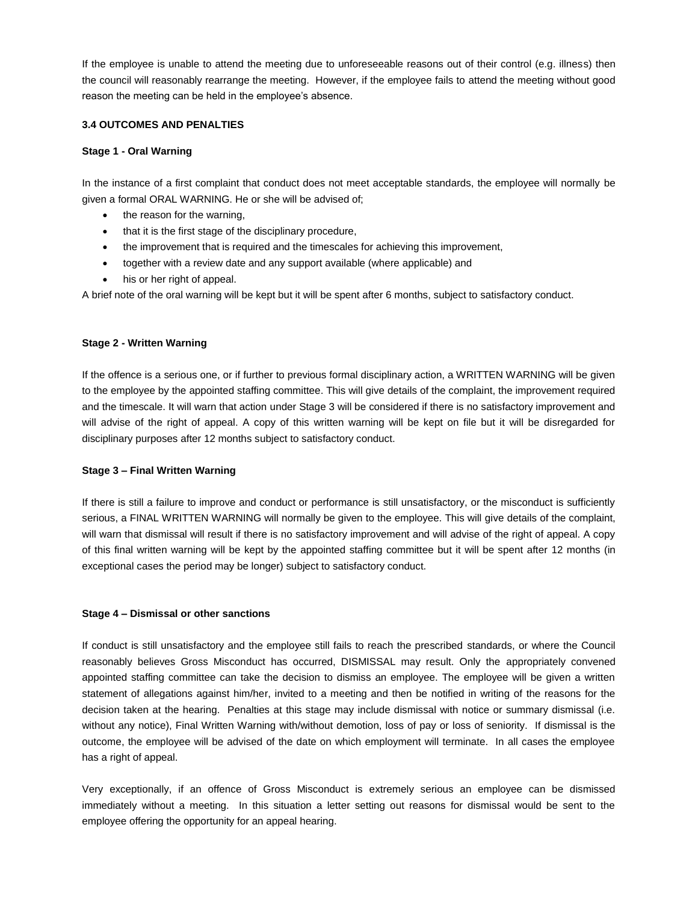If the employee is unable to attend the meeting due to unforeseeable reasons out of their control (e.g. illness) then the council will reasonably rearrange the meeting. However, if the employee fails to attend the meeting without good reason the meeting can be held in the employee's absence.

### 3.4 OUTCOMES AND PENALTIES

**Stage 1 - Oral Warning**

In the instance of a first complaint that conduct does not meet acceptable standards, the employee will normally be given a formal ORAL WARNING. He or she will be advised of;

- the reason for the warning,
- that it is the first stage of the disciplinary procedure,
- the improvement that is required and the timescales for achieving this improvement,
- together with a review date and any support available (where applicable) and
- his or her right of appeal.

A brief note of the oral warning will be kept but it will be spent after 6 months, subject to satisfactory conduct.

**Stage 2 - Written Warning**

If the offence is a serious one, or if further to previous formal disciplinary action, a WRITTEN WARNING will be given to the employee by the appointed staffing committee. This will give details of the complaint, the improvement required and the timescale. It will warn that action under Stage 3 will be considered if there is no satisfactory improvement and will advise of the right of appeal. A copy of this written warning will be kept on file but it will be disregarded for disciplinary purposes after 12 months subject to satisfactory conduct.

**Stage 3 – Final Written Warning**

If there is still a failure to improve and conduct or performance is still unsatisfactory, or the misconduct is sufficiently serious, a FINAL WRITTEN WARNING will normally be given to the employee. This will give details of the complaint, will warn that dismissal will result if there is no satisfactory improvement and will advise of the right of appeal. A copy of this final written warning will be kept by the appointed staffing committee but it will be spent after 12 months (in exceptional cases the period may be longer) subject to satisfactory conduct.

**Stage 4 – Dismissal or other sanctions**

If conduct is still unsatisfactory and the employee still fails to reach the prescribed standards, or where the Council reasonably believes Gross Misconduct has occurred, DISMISSAL may result. Only the appropriately convened appointed staffing committee can take the decision to dismiss an employee. The employee will be given a written statement of allegations against him/her, invited to a meeting and then be notified in writing of the reasons for the decision taken at the hearing. Penalties at this stage may include dismissal with notice or summary dismissal (i.e. without any notice), Final Written Warning with/without demotion, loss of pay or loss of seniority. If dismissal is the outcome, the employee will be advised of the date on which employment will terminate. In all cases the employee has a right of appeal.

Very exceptionally, if an offence of Gross Misconduct is extremely serious an employee can be dismissed immediately without a meeting. In this situation a letter setting out reasons for dismissal would be sent to the employee offering the opportunity for an appeal hearing.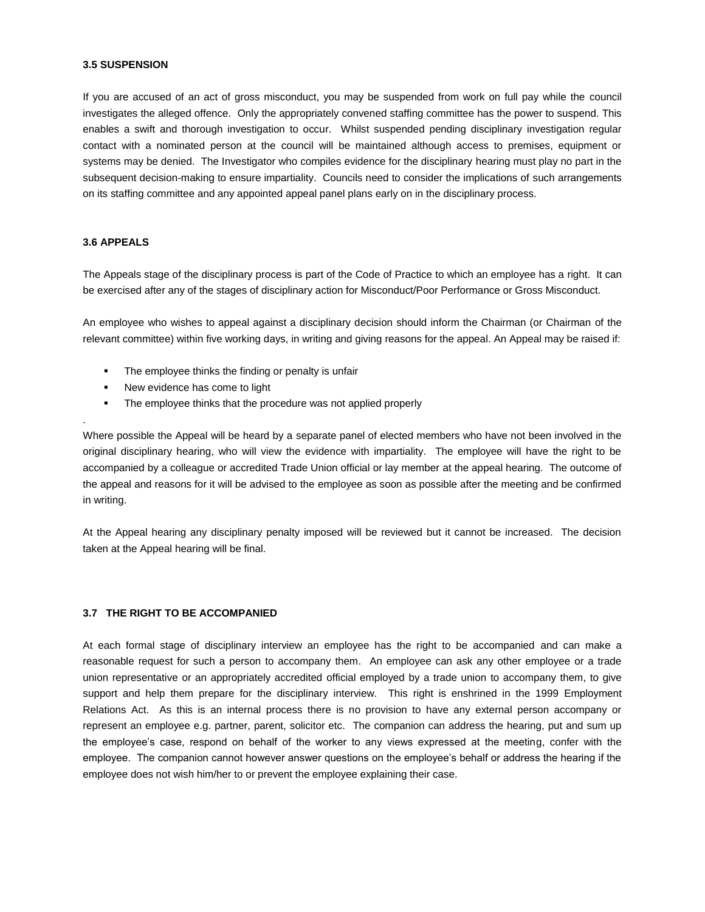### 3.5 SUSPENSION

If you are accused of an act of gross misconduct, you may be suspended from work on full pay while the council investigates the alleged offence. Only the appropriately convened staffing committee has the power to suspend. This enables a swift and thorough investigation to occur. Whilst suspended pending disciplinary investigation regular contact with a nominated person at the council will be maintained although access to premises, equipment or systems may be denied. The Investigator who compiles evidence for the disciplinary hearing must play no part in the subsequent decision-making to ensure impartiality. Councils need to consider the implications of such arrangements on its staffing committee and any appointed appeal panel plans early on in the disciplinary process.

### 3.6 APPEALS

The Appeals stage of the disciplinary process is part of the Code of Practice to which an employee has a right. It can be exercised after any of the stages of disciplinary action for Misconduct/Poor Performance or Gross Misconduct.

An employee who wishes to appeal against a disciplinary decision should inform the Chairman (or Chairman of the relevant committee) within five working days, in writing and giving reasons for the appeal. An Appeal may be raised if:

- The employee thinks the finding or penalty is unfair
- New evidence has come to light
- The employee thinks that the procedure was not applied properly

.

Where possible the Appeal will be heard by a separate panel of elected members who have not been involved in the original disciplinary hearing, who will view the evidence with impartiality. The employee will have the right to be accompanied by a colleague or accredited Trade Union official or lay member at the appeal hearing. The outcome of the appeal and reasons for it will be advised to the employee as soon as possible after the meeting and be confirmed in writing.

At the Appeal hearing any disciplinary penalty imposed will be reviewed but it cannot be increased. The decision taken at the Appeal hearing will be final.

### 3.7 THE RIGHT TO BE ACCOMPANIED

At each formal stage of disciplinary interview an employee has the right to be accompanied and can make a reasonable request for such a person to accompany them. An employee can ask any other employee or a trade union representative or an appropriately accredited official employed by a trade union to accompany them, to give support and help them prepare for the disciplinary interview. This right is enshrined in the 1999 Employment Relations Act. As this is an internal process there is no provision to have any external person accompany or represent an employee e.g. partner, parent, solicitor etc. The companion can address the hearing, put and sum up the employee's case, respond on behalf of the worker to any views expressed at the meeting, confer with the employee. The companion cannot however answer questions on the employee's behalf or address the hearing if the employee does not wish him/her to or prevent the employee explaining their case.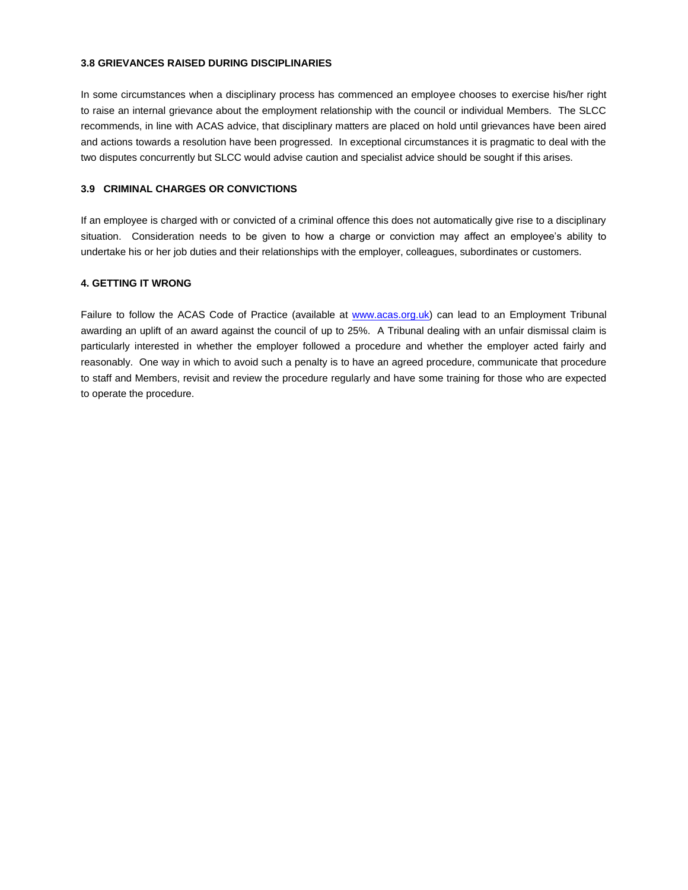### 3.8 GRIEVANCES RAISED DURING DISCIPLINARIES

In some circumstances when a disciplinary process has commenced an employee chooses to exercise his/her right to raise an internal grievance about the employment relationship with the council or individual Members. The SLCC recommends, in line with ACAS advice, that disciplinary matters are placed on hold until grievances have been aired and actions towards a resolution have been progressed. In exceptional circumstances it is pragmatic to deal with the two disputes concurrently but SLCC would advise caution and specialist advice should be sought if this arises.

### 3.9 CRIMINAL CHARGES OR CONVICTIONS

If an employee is charged with or convicted of a criminal offence this does not automatically give rise to a disciplinary situation. Consideration needs to be given to how a charge or conviction may affect an employee's ability to undertake his or her job duties and their relationships with the employer, colleagues, subordinates or customers.

## 4. GETTING IT WRONG

Failure to follow the ACAS Code of Practice (available at [www.acas.org.uk](http://www.acas.org.uk)) can lead to an Employment Tribunal awarding an uplift of an award against the council of up to 25%. A Tribunal dealing with an unfair dismissal claim is particularly interested in whether the employer followed a procedure and whether the employer acted fairly and reasonably. One way in which to avoid such a penalty is to have an agreed procedure, communicate that procedure to staff and Members, revisit and review the procedure regularly and have some training for those who are expected to operate the procedure.